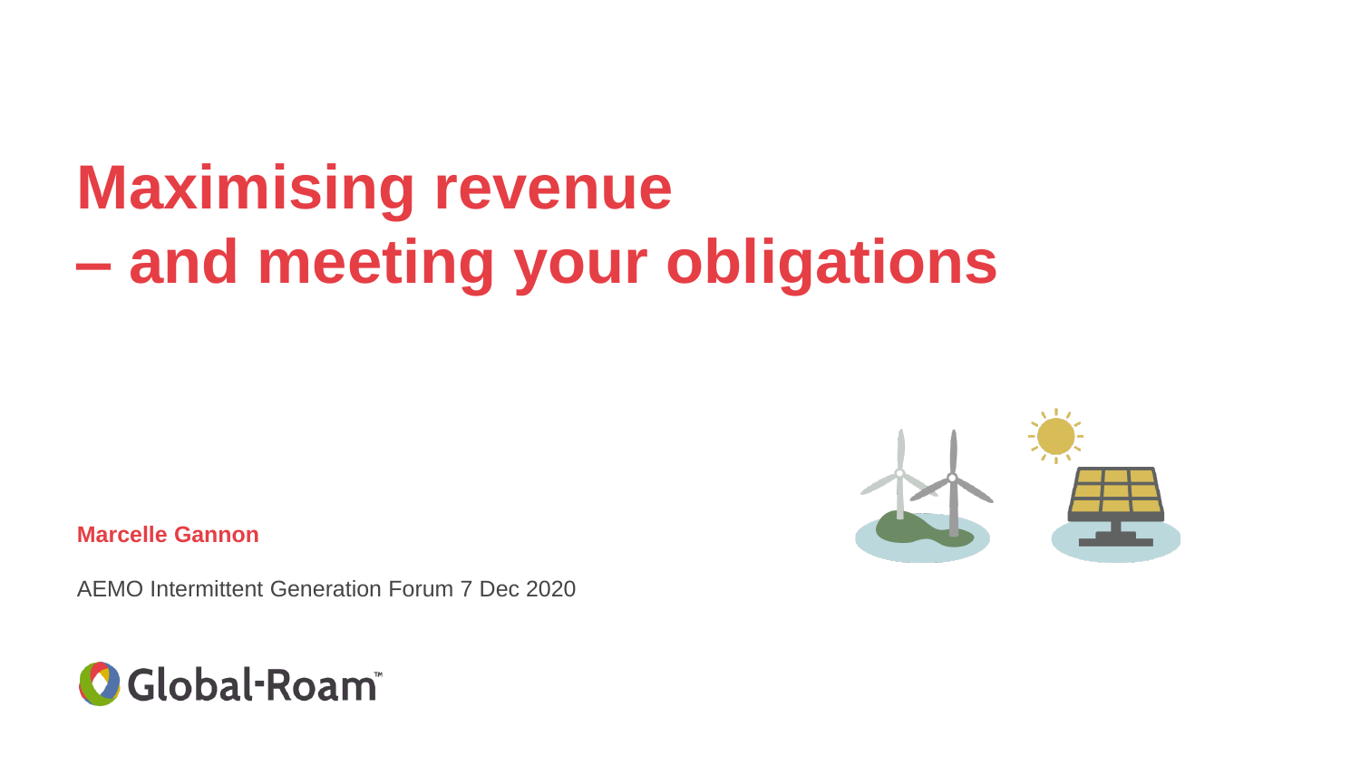# Maximising revenue – and meeting your obligations

**Marcelle Gannon**

AEMO Intermittent Generation Forum 7 Dec 2020

Global-Roam™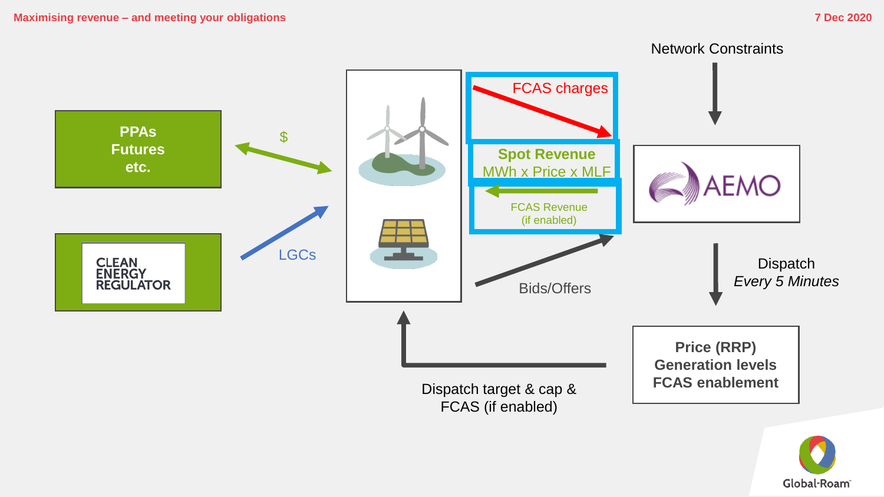Maximising revenue – and meeting your obligations

7 Dec 2020

PPAs
Futures
etc.

$

CLEAN ENERGY REGULATOR

LGCs

FCAS charges

Spot Revenue
MWh x Price x MLF

FCAS Revenue
(if enabled)

Bids/Offers

Network Constraints

AEMO

Dispatch
*Every 5 Minutes*

Price (RRP)
Generation levels
FCAS enablement

Dispatch target & cap &
FCAS (if enabled)

Global-Roam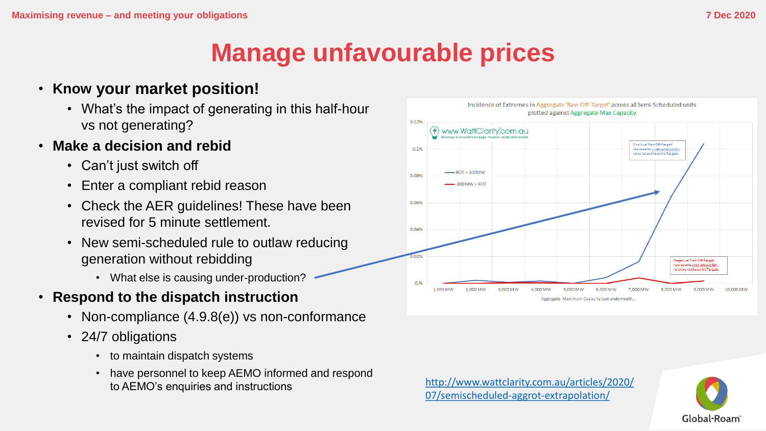# Manage unfavourable prices

- **Know your market position!**
  - What's the impact of generating in this half-hour vs not generating?
- **Make a decision and rebid**
  - Can't just switch off
  - Enter a compliant rebid reason
  - Check the AER guidelines! These have been revised for 5 minute settlement.
  - New semi-scheduled rule to outlaw reducing generation without rebidding
    - What else is causing under-production?
- **Respond to the dispatch instruction**
  - Non-compliance (4.9.8(e)) vs non-conformance
  - 24/7 obligations
    - to maintain dispatch systems
    - have personnel to keep AEMO informed and respond to AEMO's enquiries and instructions

Incidence of Extremes in Aggregate 'Raw Off-Target' across all Semi-Scheduled units plotted against Aggregate Max Capacity

www.WattClarity.com.au
Making Australia's energy market understandable

ROT > 300MW
-300MW > ROT

Positive 'Raw Off-Target' represents under-production, relative to the unit's Targets

Negative 'Raw Off-Target' represents over-production, relative to the unit's Targets

0.12%
0.1%
0.08%
0.06%
0.04%
0.02%
0.%

1,000 MW 2,000 MW 3,000 MW 4,000 MW 5,000 MW 6,000 MW 7,000 MW 8,000 MW 9,000 MW 10,000 MW

Aggregate Maximum Capacity just underneath...

http://www.wattclarity.com.au/articles/2020/07/semischeduled-aggrot-extrapolation/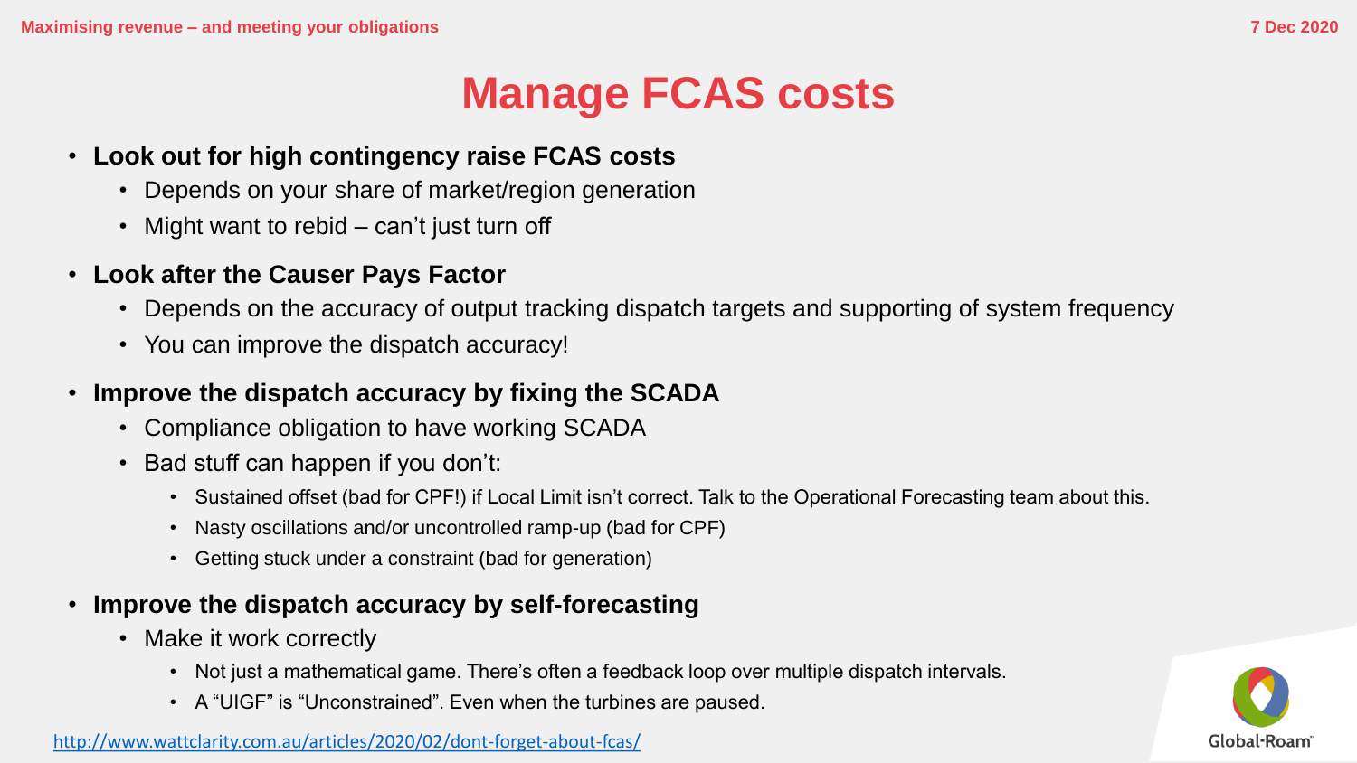# Manage FCAS costs

- **Look out for high contingency raise FCAS costs**
  - Depends on your share of market/region generation
  - Might want to rebid – can't just turn off
- **Look after the Causer Pays Factor**
  - Depends on the accuracy of output tracking dispatch targets and supporting of system frequency
  - You can improve the dispatch accuracy!
- **Improve the dispatch accuracy by fixing the SCADA**
  - Compliance obligation to have working SCADA
  - Bad stuff can happen if you don't:
    - Sustained offset (bad for CPF!) if Local Limit isn't correct. Talk to the Operational Forecasting team about this.
    - Nasty oscillations and/or uncontrolled ramp-up (bad for CPF)
    - Getting stuck under a constraint (bad for generation)
- **Improve the dispatch accuracy by self-forecasting**
  - Make it work correctly
    - Not just a mathematical game. There's often a feedback loop over multiple dispatch intervals.
    - A "UIGF" is "Unconstrained". Even when the turbines are paused.

http://www.wattclarity.com.au/articles/2020/02/dont-forget-about-fcas/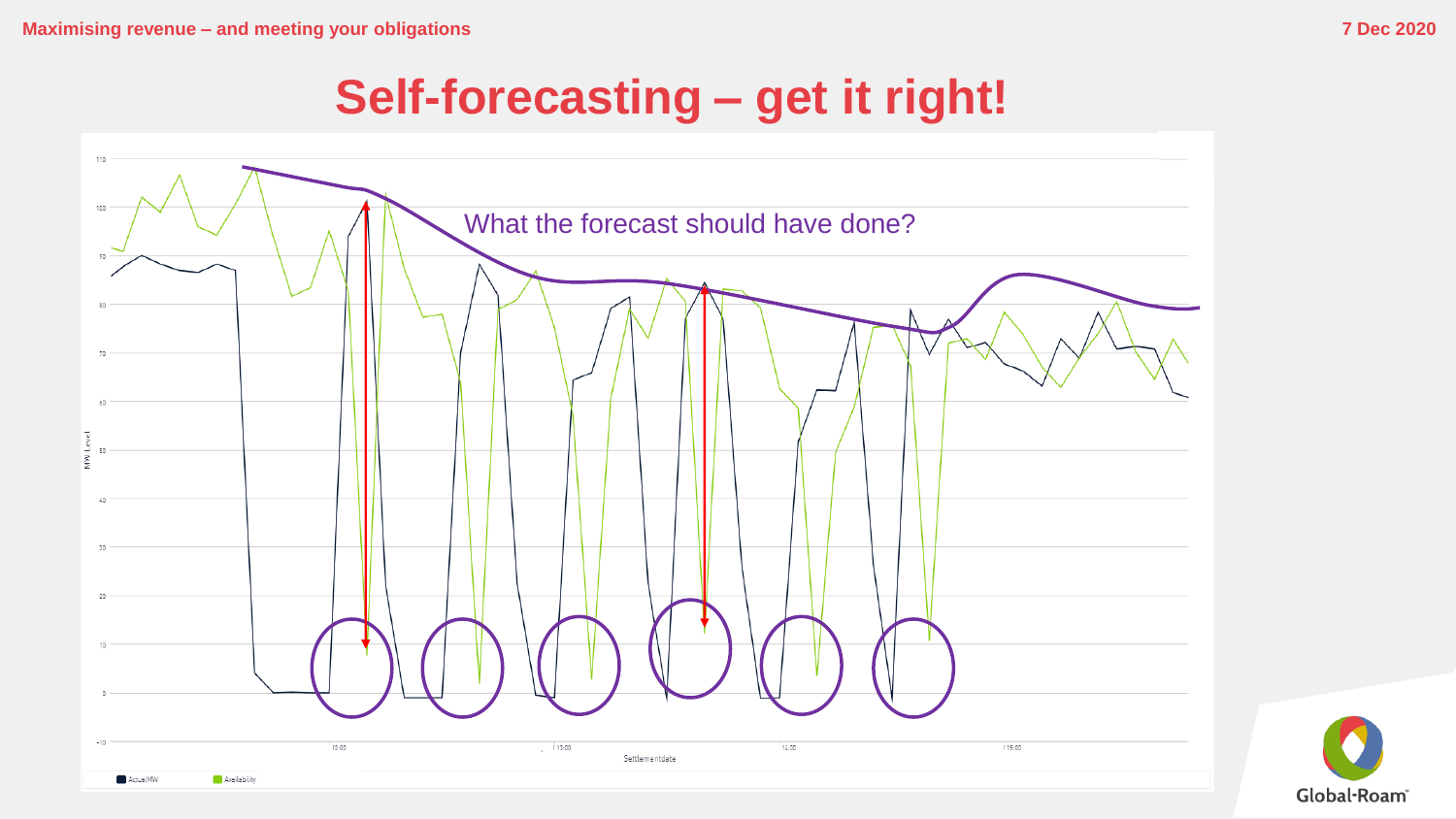# Self-forecasting – get it right!

What the forecast should have done?

110
100
90
80
70
60
50
40
30
20
10
0
-10

MW Level

12:00
13:00
14:00
15:00

Settlementdate

ActualMW
Availability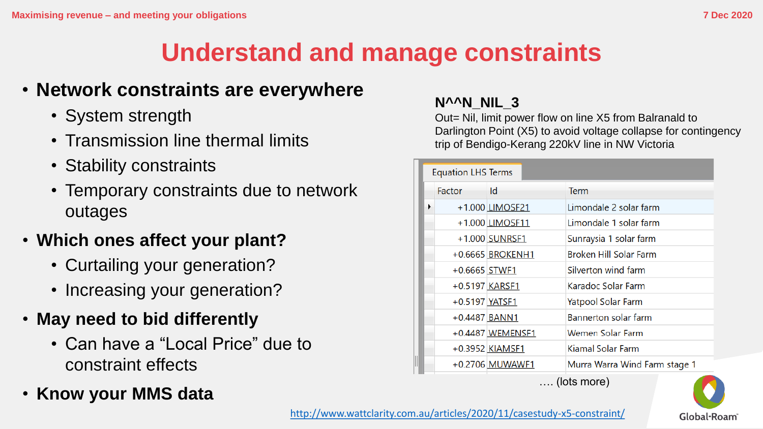# Understand and manage constraints

- **Network constraints are everywhere**
  - System strength
  - Transmission line thermal limits
  - Stability constraints
  - Temporary constraints due to network outages
- **Which ones affect your plant?**
  - Curtailing your generation?
  - Increasing your generation?
- **May need to bid differently**
  - Can have a "Local Price" due to constraint effects
- **Know your MMS data**

**N^^N_NIL_3**

Out= Nil, limit power flow on line X5 from Balranald to Darlington Point (X5) to avoid voltage collapse for contingency trip of Bendigo-Kerang 220kV line in NW Victoria

Equation LHS Terms

| Factor | Id | Term |
|---|---|---|
| +1.000 | LIMOSF21 | Limondale 2 solar farm |
| +1.000 | LIMOSF11 | Limondale 1 solar farm |
| +1.000 | SUNRSF1 | Sunraysia 1 solar farm |
| +0.6665 | BROKENH1 | Broken Hill Solar Farm |
| +0.6665 | STWF1 | Silverton wind farm |
| +0.5197 | KARSF1 | Karadoc Solar Farm |
| +0.5197 | YATSF1 | Yatpool Solar Farm |
| +0.4487 | BANN1 | Bannerton solar farm |
| +0.4487 | WEMENSF1 | Wemen Solar Farm |
| +0.3952 | KIAMSF1 | Kiamal Solar Farm |
| +0.2706 | MUWAWF1 | Murra Warra Wind Farm stage 1 |

…. (lots more)

http://www.wattclarity.com.au/articles/2020/11/casestudy-x5-constraint/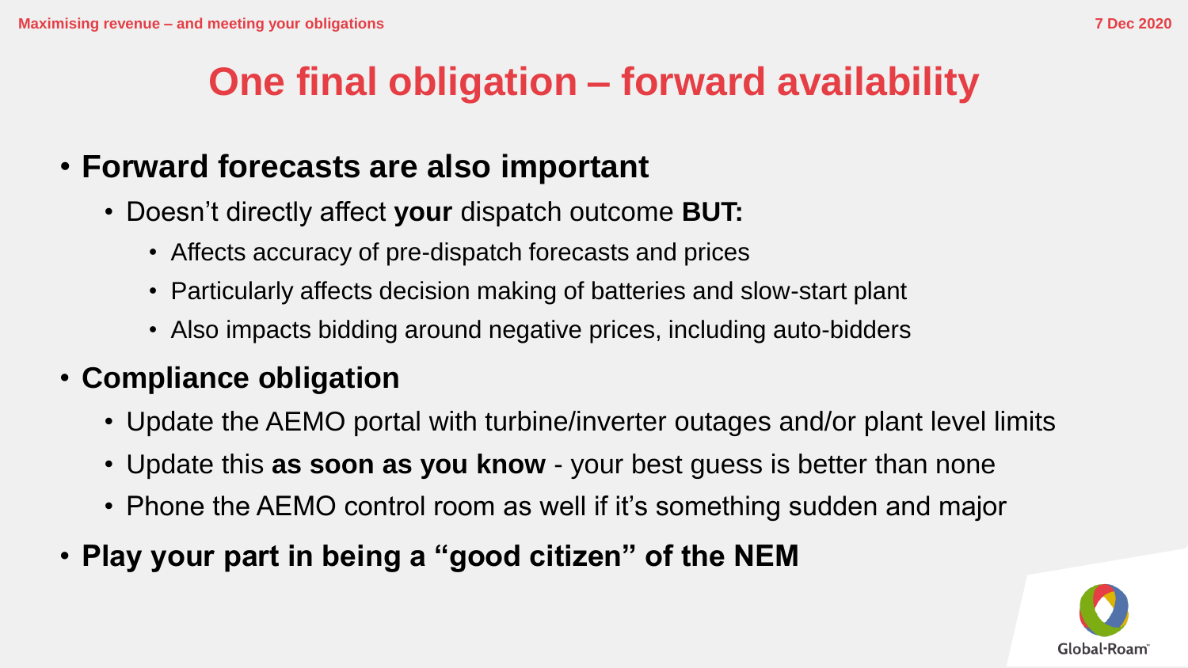# One final obligation – forward availability

- **Forward forecasts are also important**
  - Doesn't directly affect **your** dispatch outcome **BUT:**
    - Affects accuracy of pre-dispatch forecasts and prices
    - Particularly affects decision making of batteries and slow-start plant
    - Also impacts bidding around negative prices, including auto-bidders
- **Compliance obligation**
  - Update the AEMO portal with turbine/inverter outages and/or plant level limits
  - Update this **as soon as you know** - your best guess is better than none
  - Phone the AEMO control room as well if it's something sudden and major
- **Play your part in being a "good citizen" of the NEM**